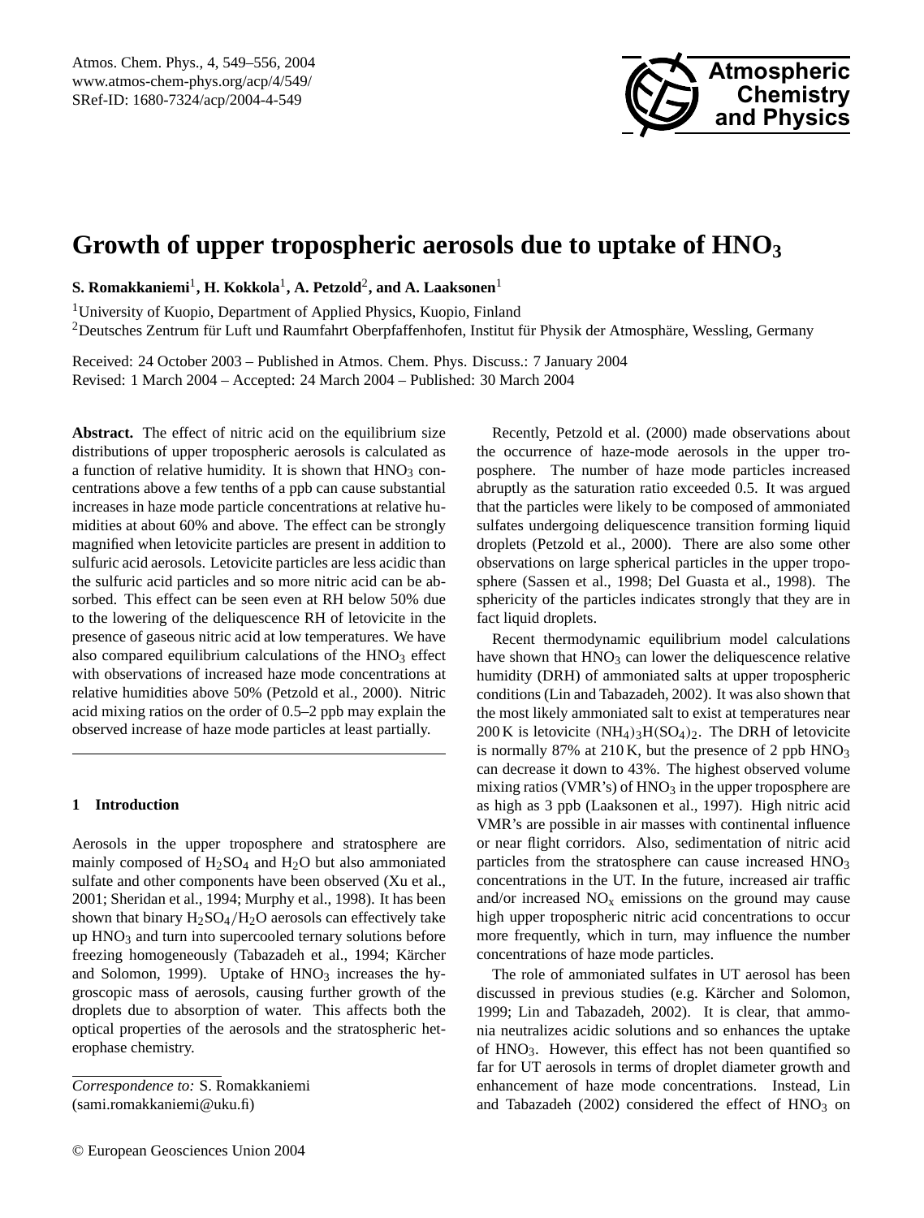# Growth of upper tropospheric aerosols due to uptake of $HNO_3$

**S. Romakkaniemi**[1], **H. Kokkola**[1], **A. Petzold**[2], **and A. Laaksonen**[1]

[1]University of Kuopio, Department of Applied Physics, Kuopio, Finland

[2]Deutsches Zentrum für Luft und Raumfahrt Oberpfaffenhofen, Institut für Physik der Atmosphäre, Wessling, Germany

Received: 24 October 2003 – Published in Atmos. Chem. Phys. Discuss.: 7 January 2004
Revised: 1 March 2004 – Accepted: 24 March 2004 – Published: 30 March 2004

**Abstract.** The effect of nitric acid on the equilibrium size distributions of upper tropospheric aerosols is calculated as a function of relative humidity. It is shown that $HNO_3$ concentrations above a few tenths of a ppb can cause substantial increases in haze mode particle concentrations at relative humidities at about 60% and above. The effect can be strongly magnified when letovicite particles are present in addition to sulfuric acid aerosols. Letovicite particles are less acidic than the sulfuric acid particles and so more nitric acid can be absorbed. This effect can be seen even at RH below 50% due to the lowering of the deliquescence RH of letovicite in the presence of gaseous nitric acid at low temperatures. We have also compared equilibrium calculations of the $HNO_3$ effect with observations of increased haze mode concentrations at relative humidities above 50% (Petzold et al., 2000). Nitric acid mixing ratios on the order of 0.5–2 ppb may explain the observed increase of haze mode particles at least partially.

## 1 Introduction

Aerosols in the upper troposphere and stratosphere are mainly composed of $H_2SO_4$ and $H_2O$ but also ammoniated sulfate and other components have been observed (Xu et al., 2001; Sheridan et al., 1994; Murphy et al., 1998). It has been shown that binary $H_2SO_4/H_2O$ aerosols can effectively take up $HNO_3$ and turn into supercooled ternary solutions before freezing homogeneously (Tabazadeh et al., 1994; Kärcher and Solomon, 1999). Uptake of $HNO_3$ increases the hygroscopic mass of aerosols, causing further growth of the droplets due to absorption of water. This affects both the optical properties of the aerosols and the stratospheric heterophase chemistry.

*Correspondence to:* S. Romakkaniemi
(sami.romakkaniemi@uku.fi)

Recently, Petzold et al. (2000) made observations about the occurrence of haze-mode aerosols in the upper troposphere. The number of haze mode particles increased abruptly as the saturation ratio exceeded 0.5. It was argued that the particles were likely to be composed of ammoniated sulfates undergoing deliquescence transition forming liquid droplets (Petzold et al., 2000). There are also some other observations on large spherical particles in the upper troposphere (Sassen et al., 1998; Del Guasta et al., 1998). The sphericity of the particles indicates strongly that they are in fact liquid droplets.

Recent thermodynamic equilibrium model calculations have shown that $HNO_3$ can lower the deliquescence relative humidity (DRH) of ammoniated salts at upper tropospheric conditions (Lin and Tabazadeh, 2002). It was also shown that the most likely ammoniated salt to exist at temperatures near 200 K is letovicite $(NH_4)_3H(SO_4)_2$. The DRH of letovicite is normally 87% at 210 K, but the presence of 2 ppb $HNO_3$ can decrease it down to 43%. The highest observed volume mixing ratios (VMR's) of $HNO_3$ in the upper troposphere are as high as 3 ppb (Laaksonen et al., 1997). High nitric acid VMR's are possible in air masses with continental influence or near flight corridors. Also, sedimentation of nitric acid particles from the stratosphere can cause increased $HNO_3$ concentrations in the UT. In the future, increased air traffic and/or increased $NO_x$ emissions on the ground may cause high upper tropospheric nitric acid concentrations to occur more frequently, which in turn, may influence the number concentrations of haze mode particles.

The role of ammoniated sulfates in UT aerosol has been discussed in previous studies (e.g. Kärcher and Solomon, 1999; Lin and Tabazadeh, 2002). It is clear, that ammonia neutralizes acidic solutions and so enhances the uptake of $HNO_3$. However, this effect has not been quantified so far for UT aerosols in terms of droplet diameter growth and enhancement of haze mode concentrations. Instead, Lin and Tabazadeh (2002) considered the effect of $HNO_3$ on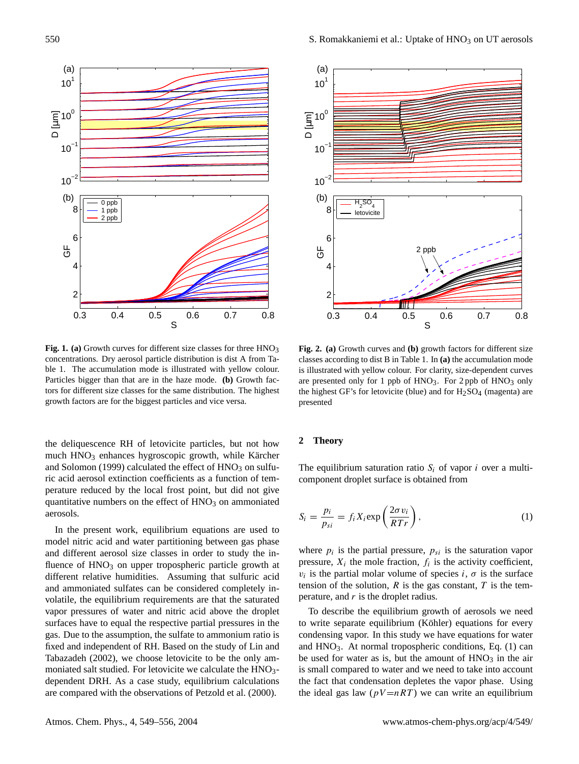**Fig. 1. (a)** Growth curves for different size classes for three $HNO_3$ concentrations. Dry aerosol particle distribution is dist A from Table 1. The accumulation mode is illustrated with yellow colour. Particles bigger than that are in the haze mode. **(b)** Growth factors for different size classes for the same distribution. The highest growth factors are for the biggest particles and vice versa.

**Fig. 2. (a)** Growth curves and **(b)** growth factors for different size classes according to dist B in Table 1. In **(a)** the accumulation mode is illustrated with yellow colour. For clarity, size-dependent curves are presented only for 1 ppb of $HNO_3$. For 2 ppb of $HNO_3$ only the highest GF's for letovicite (blue) and for $H_2SO_4$ (magenta) are presented

the deliquescence RH of letovicite particles, but not how much $HNO_3$ enhances hygroscopic growth, while Kärcher and Solomon (1999) calculated the effect of $HNO_3$ on sulfuric acid aerosol extinction coefficients as a function of temperature reduced by the local frost point, but did not give quantitative numbers on the effect of $HNO_3$ on ammoniated aerosols.

In the present work, equilibrium equations are used to model nitric acid and water partitioning between gas phase and different aerosol size classes in order to study the influence of $HNO_3$ on upper tropospheric particle growth at different relative humidities. Assuming that sulfuric acid and ammoniated sulfates can be considered completely involatile, the equilibrium requirements are that the saturated vapor pressures of water and nitric acid above the droplet surfaces have to equal the respective partial pressures in the gas. Due to the assumption, the sulfate to ammonium ratio is fixed and independent of RH. Based on the study of Lin and Tabazadeh (2002), we choose letovicite to be the only ammoniated salt studied. For letovicite we calculate the $HNO_3$-dependent DRH. As a case study, equilibrium calculations are compared with the observations of Petzold et al. (2000).

## 2 Theory

The equilibrium saturation ratio $S_i$ of vapor $i$ over a multicomponent droplet surface is obtained from

$$S_i = \frac{p_i}{p_{si}} = f_i X_i \exp\left(\frac{2\sigma v_i}{RTr}\right), \tag{1}$$

where $p_i$ is the partial pressure, $p_{si}$ is the saturation vapor pressure, $X_i$ the mole fraction, $f_i$ is the activity coefficient, $v_i$ is the partial molar volume of species $i$, $\sigma$ is the surface tension of the solution, $R$ is the gas constant, $T$ is the temperature, and $r$ is the droplet radius.

To describe the equilibrium growth of aerosols we need to write separate equilibrium (Köhler) equations for every condensing vapor. In this study we have equations for water and $HNO_3$. At normal tropospheric conditions, Eq. (1) can be used for water as is, but the amount of $HNO_3$ in the air is small compared to water and we need to take into account the fact that condensation depletes the vapor phase. Using the ideal gas law ($pV=nRT$) we can write an equilibrium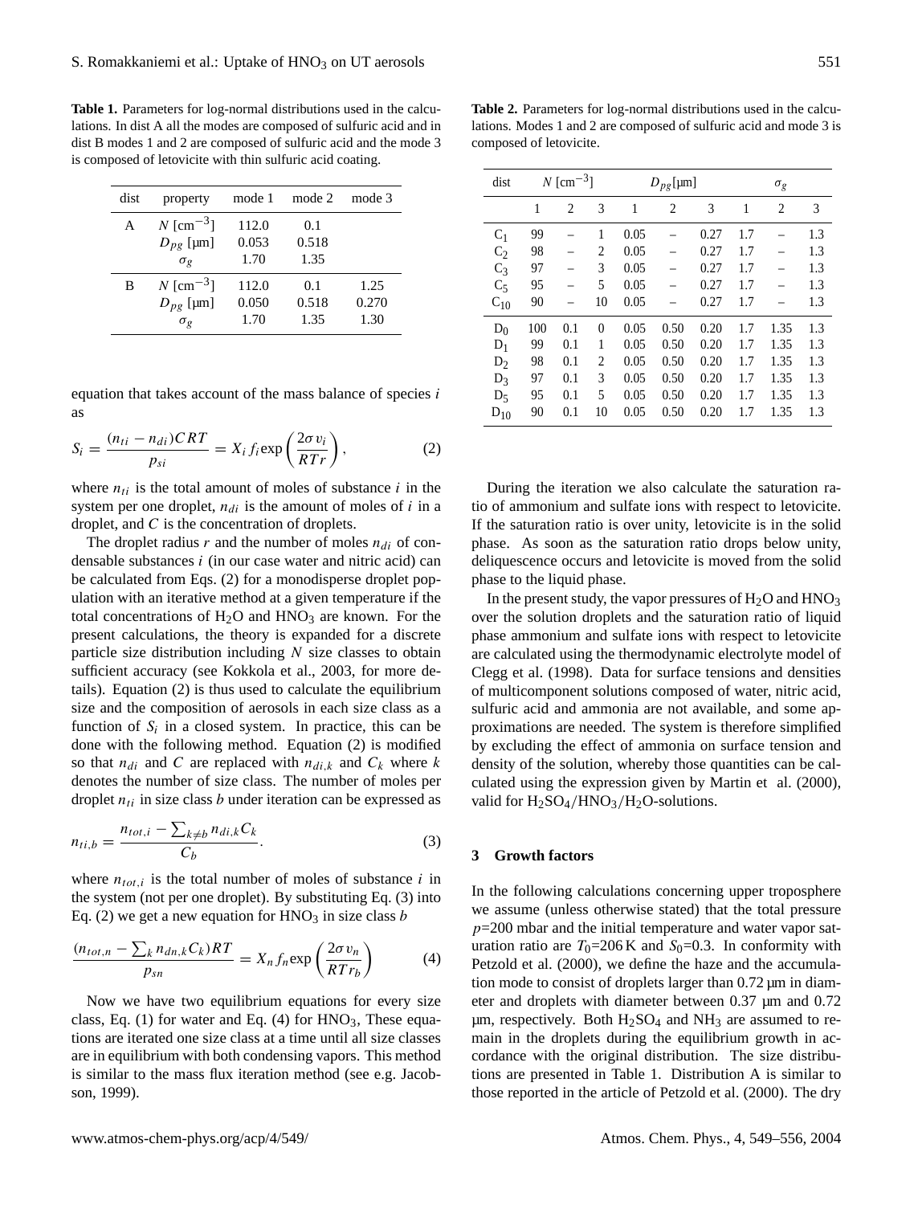**Table 1.** Parameters for log-normal distributions used in the calculations. In dist A all the modes are composed of sulfuric acid and in dist B modes 1 and 2 are composed of sulfuric acid and the mode 3 is composed of letovicite with thin sulfuric acid coating.

| dist | property | mode 1 | mode 2 | mode 3 |
|---|---|---|---|---|
| A | $N$ [cm$^{-3}$] | 112.0 | 0.1 | |
| | $D_{pg}$ [µm] | 0.053 | 0.518 | |
| | $\sigma_g$ | 1.70 | 1.35 | |
| B | $N$ [cm$^{-3}$] | 112.0 | 0.1 | 1.25 |
| | $D_{pg}$ [µm] | 0.050 | 0.518 | 0.270 |
| | $\sigma_g$ | 1.70 | 1.35 | 1.30 |

equation that takes account of the mass balance of species $i$ as

$$S_i = \frac{(n_{ti} - n_{di})CRT}{p_{si}} = X_i f_i \exp\left(\frac{2\sigma v_i}{RTr}\right), \quad (2)$$

where $n_{ti}$ is the total amount of moles of substance $i$ in the system per one droplet, $n_{di}$ is the amount of moles of $i$ in a droplet, and $C$ is the concentration of droplets.

The droplet radius $r$ and the number of moles $n_{di}$ of condensable substances $i$ (in our case water and nitric acid) can be calculated from Eqs. (2) for a monodisperse droplet population with an iterative method at a given temperature if the total concentrations of $H_2O$ and $HNO_3$ are known. For the present calculations, the theory is expanded for a discrete particle size distribution including $N$ size classes to obtain sufficient accuracy (see Kokkola et al., 2003, for more details). Equation (2) is thus used to calculate the equilibrium size and the composition of aerosols in each size class as a function of $S_i$ in a closed system. In practice, this can be done with the following method. Equation (2) is modified so that $n_{di}$ and $C$ are replaced with $n_{di,k}$ and $C_k$ where $k$ denotes the number of size class. The number of moles per droplet $n_{ti}$ in size class $b$ under iteration can be expressed as

$$n_{ti,b} = \frac{n_{tot,i} - \sum_{k \neq b} n_{di,k} C_k}{C_b}. \quad (3)$$

where $n_{tot,i}$ is the total number of moles of substance $i$ in the system (not per one droplet). By substituting Eq. (3) into Eq. (2) we get a new equation for $HNO_3$ in size class $b$

$$\frac{(n_{tot,n} - \sum_k n_{dn,k} C_k)RT}{p_{sn}} = X_n f_n \exp\left(\frac{2\sigma v_n}{RTr_b}\right) \quad (4)$$

Now we have two equilibrium equations for every size class, Eq. (1) for water and Eq. (4) for $HNO_3$, These equations are iterated one size class at a time until all size classes are in equilibrium with both condensing vapors. This method is similar to the mass flux iteration method (see e.g. Jacobson, 1999).

**Table 2.** Parameters for log-normal distributions used in the calculations. Modes 1 and 2 are composed of sulfuric acid and mode 3 is composed of letovicite.

| dist | $N$ [cm$^{-3}$] | | | $D_{pg}$[µm] | | | $\sigma_g$ | | |
|---|---|---|---|---|---|---|---|---|---|
| | 1 | 2 | 3 | 1 | 2 | 3 | 1 | 2 | 3 |
| $C_1$ | 99 | – | 1 | 0.05 | – | 0.27 | 1.7 | – | 1.3 |
| $C_2$ | 98 | – | 2 | 0.05 | – | 0.27 | 1.7 | – | 1.3 |
| $C_3$ | 97 | – | 3 | 0.05 | – | 0.27 | 1.7 | – | 1.3 |
| $C_5$ | 95 | – | 5 | 0.05 | – | 0.27 | 1.7 | – | 1.3 |
| $C_{10}$ | 90 | – | 10 | 0.05 | – | 0.27 | 1.7 | – | 1.3 |
| $D_0$ | 100 | 0.1 | 0 | 0.05 | 0.50 | 0.20 | 1.7 | 1.35 | 1.3 |
| $D_1$ | 99 | 0.1 | 1 | 0.05 | 0.50 | 0.20 | 1.7 | 1.35 | 1.3 |
| $D_2$ | 98 | 0.1 | 2 | 0.05 | 0.50 | 0.20 | 1.7 | 1.35 | 1.3 |
| $D_3$ | 97 | 0.1 | 3 | 0.05 | 0.50 | 0.20 | 1.7 | 1.35 | 1.3 |
| $D_5$ | 95 | 0.1 | 5 | 0.05 | 0.50 | 0.20 | 1.7 | 1.35 | 1.3 |
| $D_{10}$ | 90 | 0.1 | 10 | 0.05 | 0.50 | 0.20 | 1.7 | 1.35 | 1.3 |

During the iteration we also calculate the saturation ratio of ammonium and sulfate ions with respect to letovicite. If the saturation ratio is over unity, letovicite is in the solid phase. As soon as the saturation ratio drops below unity, deliquescence occurs and letovicite is moved from the solid phase to the liquid phase.

In the present study, the vapor pressures of $H_2O$ and $HNO_3$ over the solution droplets and the saturation ratio of liquid phase ammonium and sulfate ions with respect to letovicite are calculated using the thermodynamic electrolyte model of Clegg et al. (1998). Data for surface tensions and densities of multicomponent solutions composed of water, nitric acid, sulfuric acid and ammonia are not available, and some approximations are needed. The system is therefore simplified by excluding the effect of ammonia on surface tension and density of the solution, whereby those quantities can be calculated using the expression given by Martin et al. (2000), valid for $H_2SO_4$/$HNO_3$/$H_2O$-solutions.

## 3 Growth factors

In the following calculations concerning upper troposphere we assume (unless otherwise stated) that the total pressure $p$=200 mbar and the initial temperature and water vapor saturation ratio are $T_0$=206 K and $S_0$=0.3. In conformity with Petzold et al. (2000), we define the haze and the accumulation mode to consist of droplets larger than 0.72 µm in diameter and droplets with diameter between 0.37 µm and 0.72 µm, respectively. Both $H_2SO_4$ and $NH_3$ are assumed to remain in the droplets during the equilibrium growth in accordance with the original distribution. The size distributions are presented in Table 1. Distribution A is similar to those reported in the article of Petzold et al. (2000). The dry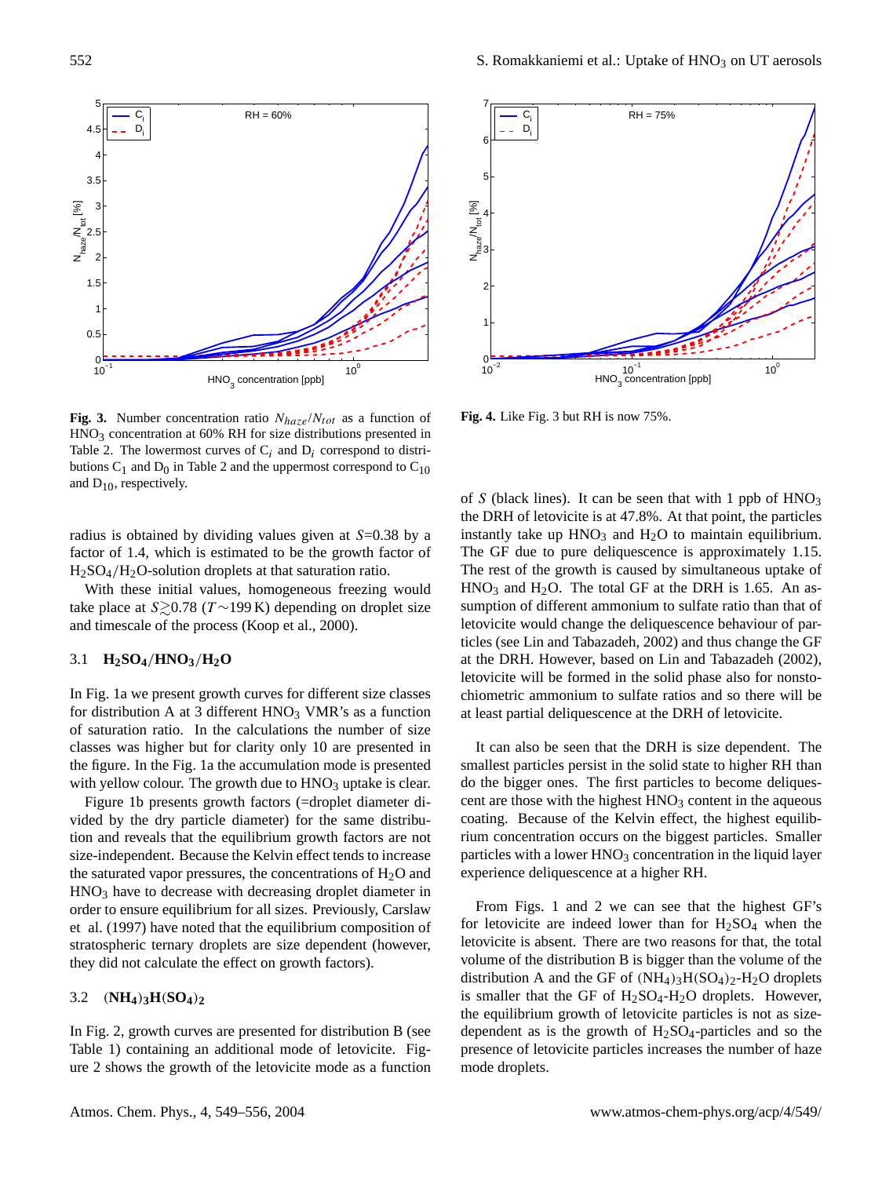**Fig. 3.** Number concentration ratio $N_{haze}/N_{tot}$ as a function of $HNO_3$ concentration at 60% RH for size distributions presented in Table 2. The lowermost curves of $C_i$ and $D_i$ correspond to distributions $C_1$ and $D_0$ in Table 2 and the uppermost correspond to $C_{10}$ and $D_{10}$, respectively.

**Fig. 4.** Like Fig. 3 but RH is now 75%.

radius is obtained by dividing values given at $S$=0.38 by a factor of 1.4, which is estimated to be the growth factor of $H_2SO_4/H_2O$-solution droplets at that saturation ratio.

With these initial values, homogeneous freezing would take place at $S \gtrsim 0.78$ ($T \sim 199$ K) depending on droplet size and timescale of the process (Koop et al., 2000).

### 3.1 $H_2SO_4/HNO_3/H_2O$

In Fig. 1a we present growth curves for different size classes for distribution A at 3 different $HNO_3$ VMR's as a function of saturation ratio. In the calculations the number of size classes was higher but for clarity only 10 are presented in the figure. In the Fig. 1a the accumulation mode is presented with yellow colour. The growth due to $HNO_3$ uptake is clear.

Figure 1b presents growth factors (=droplet diameter divided by the dry particle diameter) for the same distribution and reveals that the equilibrium growth factors are not size-independent. Because the Kelvin effect tends to increase the saturated vapor pressures, the concentrations of $H_2O$ and $HNO_3$ have to decrease with decreasing droplet diameter in order to ensure equilibrium for all sizes. Previously, Carslaw et al. (1997) have noted that the equilibrium composition of stratospheric ternary droplets are size dependent (however, they did not calculate the effect on growth factors).

### 3.2 $(NH_4)_3H(SO_4)_2$

In Fig. 2, growth curves are presented for distribution B (see Table 1) containing an additional mode of letovicite. Figure 2 shows the growth of the letovicite mode as a function of $S$ (black lines). It can be seen that with 1 ppb of $HNO_3$ the DRH of letovicite is at 47.8%. At that point, the particles instantly take up $HNO_3$ and $H_2O$ to maintain equilibrium. The GF due to pure deliquescence is approximately 1.15. The rest of the growth is caused by simultaneous uptake of $HNO_3$ and $H_2O$. The total GF at the DRH is 1.65. An assumption of different ammonium to sulfate ratio than that of letovicite would change the deliquescence behaviour of particles (see Lin and Tabazadeh, 2002) and thus change the GF at the DRH. However, based on Lin and Tabazadeh (2002), letovicite will be formed in the solid phase also for nonstochiometric ammonium to sulfate ratios and so there will be at least partial deliquescence at the DRH of letovicite.

It can also be seen that the DRH is size dependent. The smallest particles persist in the solid state to higher RH than do the bigger ones. The first particles to become deliquescent are those with the highest $HNO_3$ content in the aqueous coating. Because of the Kelvin effect, the highest equilibrium concentration occurs on the biggest particles. Smaller particles with a lower $HNO_3$ concentration in the liquid layer experience deliquescence at a higher RH.

From Figs. 1 and 2 we can see that the highest GF's for letovicite are indeed lower than for $H_2SO_4$ when the letovicite is absent. There are two reasons for that, the total volume of the distribution B is bigger than the volume of the distribution A and the GF of $(NH_4)_3H(SO_4)_2$-$H_2O$ droplets is smaller that the GF of $H_2SO_4$-$H_2O$ droplets. However, the equilibrium growth of letovicite particles is not as size-dependent as is the growth of $H_2SO_4$-particles and so the presence of letovicite particles increases the number of haze mode droplets.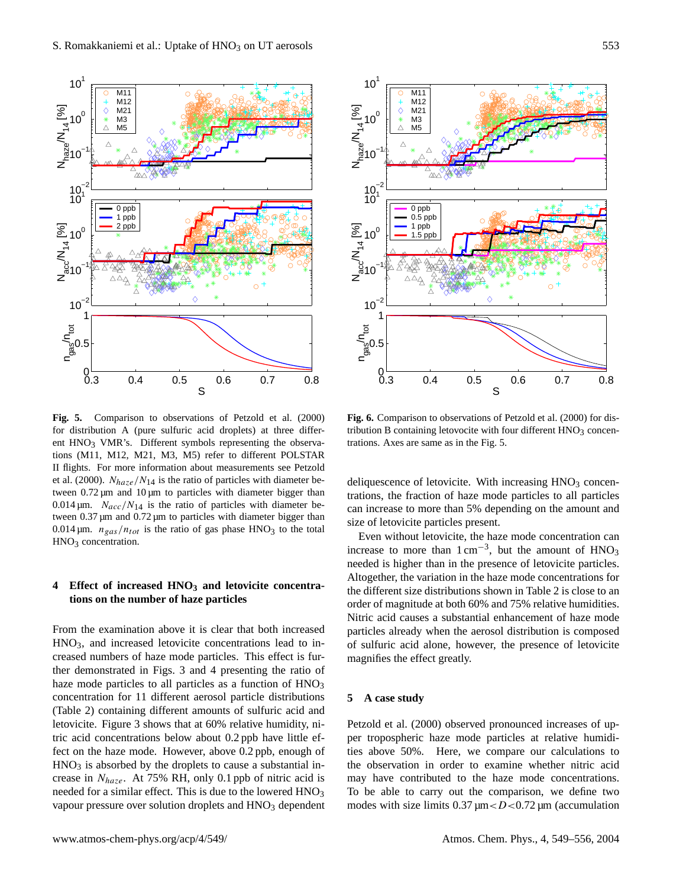**Fig. 5.** Comparison to observations of Petzold et al. (2000) for distribution A (pure sulfuric acid droplets) at three different $HNO_3$ VMR's. Different symbols representing the observations (M11, M12, M21, M3, M5) refer to different POLSTAR II flights. For more information about measurements see Petzold et al. (2000). $N_{haze}/N_{14}$ is the ratio of particles with diameter between 0.72 µm and 10 µm to particles with diameter bigger than 0.014 µm. $N_{acc}/N_{14}$ is the ratio of particles with diameter between 0.37 µm and 0.72 µm to particles with diameter bigger than 0.014 µm. $n_{gas}/n_{tot}$ is the ratio of gas phase $HNO_3$ to the total $HNO_3$ concentration.

**Fig. 6.** Comparison to observations of Petzold et al. (2000) for distribution B containing letovocite with four different $HNO_3$ concentrations. Axes are same as in the Fig. 5.

## 4 Effect of increased $HNO_3$ and letovicite concentrations on the number of haze particles

From the examination above it is clear that both increased $HNO_3$, and increased letovicite concentrations lead to increased numbers of haze mode particles. This effect is further demonstrated in Figs. 3 and 4 presenting the ratio of haze mode particles to all particles as a function of $HNO_3$ concentration for 11 different aerosol particle distributions (Table 2) containing different amounts of sulfuric acid and letovicite. Figure 3 shows that at 60% relative humidity, nitric acid concentrations below about 0.2 ppb have little effect on the haze mode. However, above 0.2 ppb, enough of $HNO_3$ is absorbed by the droplets to cause a substantial increase in $N_{haze}$. At 75% RH, only 0.1 ppb of nitric acid is needed for a similar effect. This is due to the lowered $HNO_3$ vapour pressure over solution droplets and $HNO_3$ dependent deliquescence of letovicite. With increasing $HNO_3$ concentrations, the fraction of haze mode particles to all particles can increase to more than 5% depending on the amount and size of letovicite particles present.

Even without letovicite, the haze mode concentration can increase to more than $1\,\mathrm{cm}^{-3}$, but the amount of $HNO_3$ needed is higher than in the presence of letovicite particles. Altogether, the variation in the haze mode concentrations for the different size distributions shown in Table 2 is close to an order of magnitude at both 60% and 75% relative humidities. Nitric acid causes a substantial enhancement of haze mode particles already when the aerosol distribution is composed of sulfuric acid alone, however, the presence of letovicite magnifies the effect greatly.

## 5 A case study

Petzold et al. (2000) observed pronounced increases of upper tropospheric haze mode particles at relative humidities above 50%. Here, we compare our calculations to the observation in order to examine whether nitric acid may have contributed to the haze mode concentrations. To be able to carry out the comparison, we define two modes with size limits $0.37\,\mu\mathrm{m}<D<0.72\,\mu\mathrm{m}$ (accumulation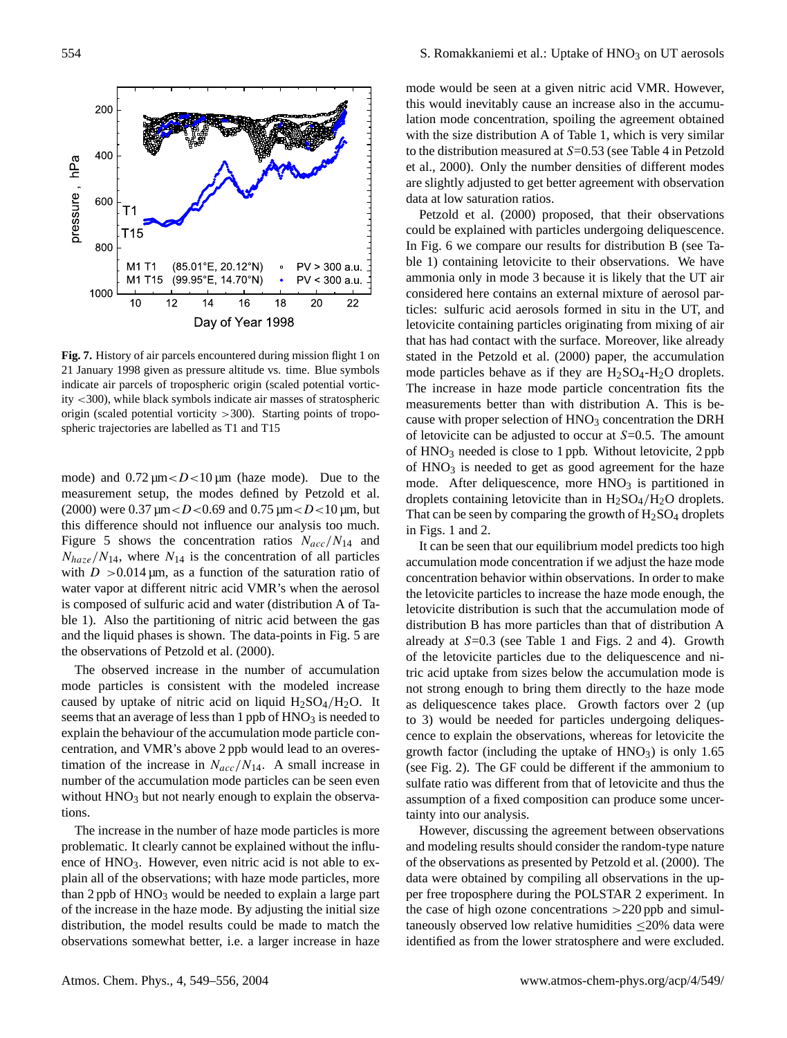**Fig. 7.** History of air parcels encountered during mission flight 1 on 21 January 1998 given as pressure altitude vs. time. Blue symbols indicate air parcels of tropospheric origin (scaled potential vorticity <300), while black symbols indicate air masses of stratospheric origin (scaled potential vorticity >300). Starting points of tropospheric trajectories are labelled as T1 and T15

mode) and $0.72\,\mu m < D < 10\,\mu m$ (haze mode). Due to the measurement setup, the modes defined by Petzold et al. (2000) were $0.37\,\mu m < D < 0.69$ and $0.75\,\mu m < D < 10\,\mu m$, but this difference should not influence our analysis too much. Figure 5 shows the concentration ratios $N_{acc}/N_{14}$ and $N_{haze}/N_{14}$, where $N_{14}$ is the concentration of all particles with $D > 0.014\,\mu m$, as a function of the saturation ratio of water vapor at different nitric acid VMR's when the aerosol is composed of sulfuric acid and water (distribution A of Table 1). Also the partitioning of nitric acid between the gas and the liquid phases is shown. The data-points in Fig. 5 are the observations of Petzold et al. (2000).

The observed increase in the number of accumulation mode particles is consistent with the modeled increase caused by uptake of nitric acid on liquid $H_2SO_4/H_2O$. It seems that an average of less than 1 ppb of $HNO_3$ is needed to explain the behaviour of the accumulation mode particle concentration, and VMR's above 2 ppb would lead to an overestimation of the increase in $N_{acc}/N_{14}$. A small increase in number of the accumulation mode particles can be seen even without $HNO_3$ but not nearly enough to explain the observations.

The increase in the number of haze mode particles is more problematic. It clearly cannot be explained without the influence of $HNO_3$. However, even nitric acid is not able to explain all of the observations; with haze mode particles, more than 2 ppb of $HNO_3$ would be needed to explain a large part of the increase in the haze mode. By adjusting the initial size distribution, the model results could be made to match the observations somewhat better, i.e. a larger increase in haze mode would be seen at a given nitric acid VMR. However, this would inevitably cause an increase also in the accumulation mode concentration, spoiling the agreement obtained with the size distribution A of Table 1, which is very similar to the distribution measured at $S$=0.53 (see Table 4 in Petzold et al., 2000). Only the number densities of different modes are slightly adjusted to get better agreement with observation data at low saturation ratios.

Petzold et al. (2000) proposed, that their observations could be explained with particles undergoing deliquescence. In Fig. 6 we compare our results for distribution B (see Table 1) containing letovicite to their observations. We have ammonia only in mode 3 because it is likely that the UT air considered here contains an external mixture of aerosol particles: sulfuric acid aerosols formed in situ in the UT, and letovicite containing particles originating from mixing of air that has had contact with the surface. Moreover, like already stated in the Petzold et al. (2000) paper, the accumulation mode particles behave as if they are $H_2SO_4$-$H_2O$ droplets. The increase in haze mode particle concentration fits the measurements better than with distribution A. This is because with proper selection of $HNO_3$ concentration the DRH of letovicite can be adjusted to occur at $S$=0.5. The amount of $HNO_3$ needed is close to 1 ppb. Without letovicite, 2 ppb of $HNO_3$ is needed to get as good agreement for the haze mode. After deliquescence, more $HNO_3$ is partitioned in droplets containing letovicite than in $H_2SO_4/H_2O$ droplets. That can be seen by comparing the growth of $H_2SO_4$ droplets in Figs. 1 and 2.

It can be seen that our equilibrium model predicts too high accumulation mode concentration if we adjust the haze mode concentration behavior within observations. In order to make the letovicite particles to increase the haze mode enough, the letovicite distribution is such that the accumulation mode of distribution B has more particles than that of distribution A already at $S$=0.3 (see Table 1 and Figs. 2 and 4). Growth of the letovicite particles due to the deliquescence and nitric acid uptake from sizes below the accumulation mode is not strong enough to bring them directly to the haze mode as deliquescence takes place. Growth factors over 2 (up to 3) would be needed for particles undergoing deliquescence to explain the observations, whereas for letovicite the growth factor (including the uptake of $HNO_3$) is only 1.65 (see Fig. 2). The GF could be different if the ammonium to sulfate ratio was different from that of letovicite and thus the assumption of a fixed composition can produce some uncertainty into our analysis.

However, discussing the agreement between observations and modeling results should consider the random-type nature of the observations as presented by Petzold et al. (2000). The data were obtained by compiling all observations in the upper free troposphere during the POLSTAR 2 experiment. In the case of high ozone concentrations >220 ppb and simultaneously observed low relative humidities ≤20% data were identified as from the lower stratosphere and were excluded.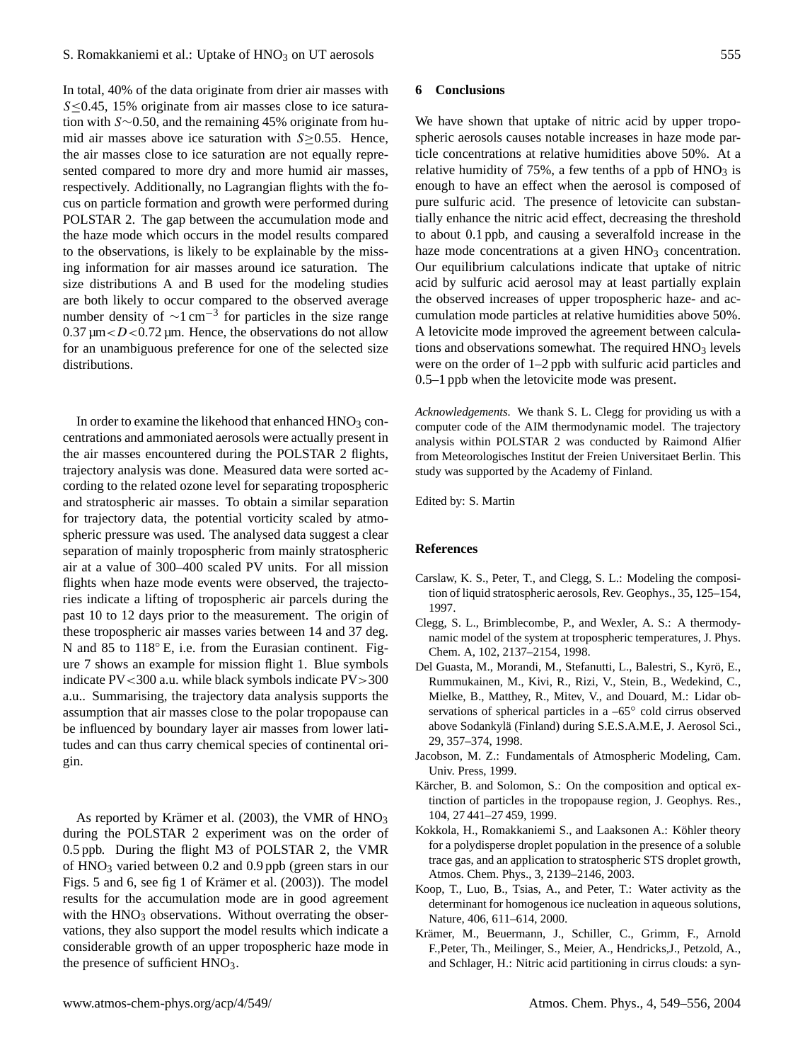In total, 40% of the data originate from drier air masses with $S \leq 0.45$, 15% originate from air masses close to ice saturation with $S \sim 0.50$, and the remaining 45% originate from humid air masses above ice saturation with $S \geq 0.55$. Hence, the air masses close to ice saturation are not equally represented compared to more dry and more humid air masses, respectively. Additionally, no Lagrangian flights with the focus on particle formation and growth were performed during POLSTAR 2. The gap between the accumulation mode and the haze mode which occurs in the model results compared to the observations, is likely to be explainable by the missing information for air masses around ice saturation. The size distributions A and B used for the modeling studies are both likely to occur compared to the observed average number density of $\sim 1\,\mathrm{cm}^{-3}$ for particles in the size range $0.37\,\mu\mathrm{m} < D < 0.72\,\mu\mathrm{m}$. Hence, the observations do not allow for an unambiguous preference for one of the selected size distributions.

In order to examine the likehood that enhanced $HNO_3$ concentrations and ammoniated aerosols were actually present in the air masses encountered during the POLSTAR 2 flights, trajectory analysis was done. Measured data were sorted according to the related ozone level for separating tropospheric and stratospheric air masses. To obtain a similar separation for trajectory data, the potential vorticity scaled by atmospheric pressure was used. The analysed data suggest a clear separation of mainly tropospheric from mainly stratospheric air at a value of 300–400 scaled PV units. For all mission flights when haze mode events were observed, the trajectories indicate a lifting of tropospheric air parcels during the past 10 to 12 days prior to the measurement. The origin of these tropospheric air masses varies between 14 and 37 deg. N and 85 to 118° E, i.e. from the Eurasian continent. Figure 7 shows an example for mission flight 1. Blue symbols indicate PV<300 a.u. while black symbols indicate PV>300 a.u.. Summarising, the trajectory data analysis supports the assumption that air masses close to the polar tropopause can be influenced by boundary layer air masses from lower latitudes and can thus carry chemical species of continental origin.

As reported by Krämer et al. (2003), the VMR of $HNO_3$ during the POLSTAR 2 experiment was on the order of 0.5 ppb. During the flight M3 of POLSTAR 2, the VMR of $HNO_3$ varied between 0.2 and 0.9 ppb (green stars in our Figs. 5 and 6, see fig 1 of Krämer et al. (2003)). The model results for the accumulation mode are in good agreement with the $HNO_3$ observations. Without overrating the observations, they also support the model results which indicate a considerable growth of an upper tropospheric haze mode in the presence of sufficient $HNO_3$.

## 6 Conclusions

We have shown that uptake of nitric acid by upper tropospheric aerosols causes notable increases in haze mode particle concentrations at relative humidities above 50%. At a relative humidity of 75%, a few tenths of a ppb of $HNO_3$ is enough to have an effect when the aerosol is composed of pure sulfuric acid. The presence of letovicite can substantially enhance the nitric acid effect, decreasing the threshold to about 0.1 ppb, and causing a severalfold increase in the haze mode concentrations at a given $HNO_3$ concentration. Our equilibrium calculations indicate that uptake of nitric acid by sulfuric acid aerosol may at least partially explain the observed increases of upper tropospheric haze- and accumulation mode particles at relative humidities above 50%. A letovicite mode improved the agreement between calculations and observations somewhat. The required $HNO_3$ levels were on the order of 1–2 ppb with sulfuric acid particles and 0.5–1 ppb when the letovicite mode was present.

*Acknowledgements.* We thank S. L. Clegg for providing us with a computer code of the AIM thermodynamic model. The trajectory analysis within POLSTAR 2 was conducted by Raimond Alfier from Meteorologisches Institut der Freien Universitaet Berlin. This study was supported by the Academy of Finland.

Edited by: S. Martin

## References

Carslaw, K. S., Peter, T., and Clegg, S. L.: Modeling the composition of liquid stratospheric aerosols, Rev. Geophys., 35, 125–154, 1997.

Clegg, S. L., Brimblecombe, P., and Wexler, A. S.: A thermodynamic model of the system at tropospheric temperatures, J. Phys. Chem. A, 102, 2137–2154, 1998.

Del Guasta, M., Morandi, M., Stefanutti, L., Balestri, S., Kyrö, E., Rummukainen, M., Kivi, R., Rizi, V., Stein, B., Wedekind, C., Mielke, B., Matthey, R., Mitev, V., and Douard, M.: Lidar observations of spherical particles in a –65° cold cirrus observed above Sodankylä (Finland) during S.E.S.A.M.E, J. Aerosol Sci., 29, 357–374, 1998.

Jacobson, M. Z.: Fundamentals of Atmospheric Modeling, Cam. Univ. Press, 1999.

Kärcher, B. and Solomon, S.: On the composition and optical extinction of particles in the tropopause region, J. Geophys. Res., 104, 27 441–27 459, 1999.

Kokkola, H., Romakkaniemi S., and Laaksonen A.: Köhler theory for a polydisperse droplet population in the presence of a soluble trace gas, and an application to stratospheric STS droplet growth, Atmos. Chem. Phys., 3, 2139–2146, 2003.

Koop, T., Luo, B., Tsias, A., and Peter, T.: Water activity as the determinant for homogenous ice nucleation in aqueous solutions, Nature, 406, 611–614, 2000.

Krämer, M., Beuermann, J., Schiller, C., Grimm, F., Arnold F.,Peter, Th., Meilinger, S., Meier, A., Hendricks,J., Petzold, A., and Schlager, H.: Nitric acid partitioning in cirrus clouds: a syn-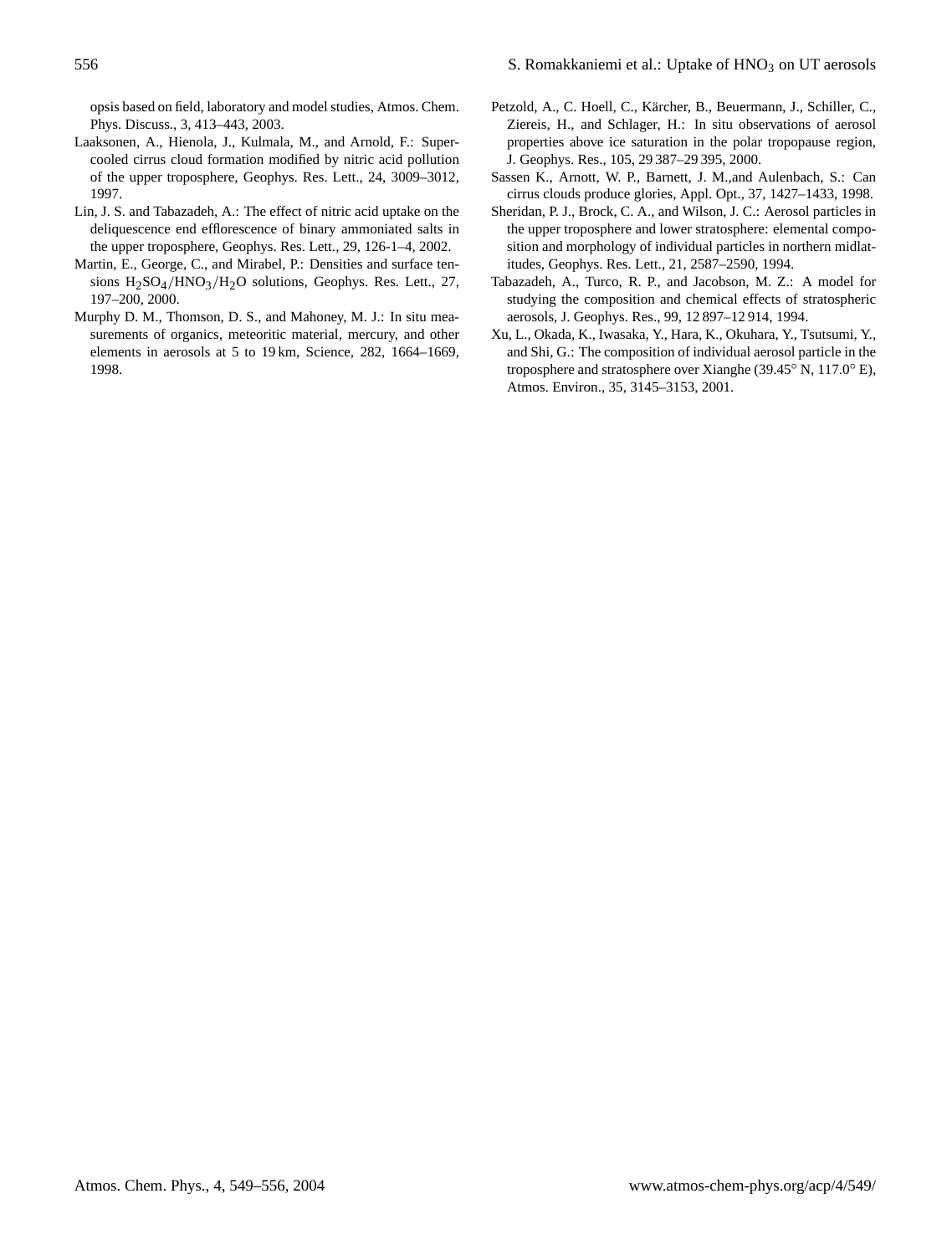opsis based on field, laboratory and model studies, Atmos. Chem. Phys. Discuss., 3, 413–443, 2003.

Laaksonen, A., Hienola, J., Kulmala, M., and Arnold, F.: Supercooled cirrus cloud formation modified by nitric acid pollution of the upper troposphere, Geophys. Res. Lett., 24, 3009–3012, 1997.

Lin, J. S. and Tabazadeh, A.: The effect of nitric acid uptake on the deliquescence end efflorescence of binary ammoniated salts in the upper troposphere, Geophys. Res. Lett., 29, 126-1–4, 2002.

Martin, E., George, C., and Mirabel, P.: Densities and surface tensions $H_2SO_4/HNO_3/H_2O$ solutions, Geophys. Res. Lett., 27, 197–200, 2000.

Murphy D. M., Thomson, D. S., and Mahoney, M. J.: In situ measurements of organics, meteoritic material, mercury, and other elements in aerosols at 5 to 19 km, Science, 282, 1664–1669, 1998.

Petzold, A., C. Hoell, C., Kärcher, B., Beuermann, J., Schiller, C., Ziereis, H., and Schlager, H.: In situ observations of aerosol properties above ice saturation in the polar tropopause region, J. Geophys. Res., 105, 29 387–29 395, 2000.

Sassen K., Arnott, W. P., Barnett, J. M.,and Aulenbach, S.: Can cirrus clouds produce glories, Appl. Opt., 37, 1427–1433, 1998.

Sheridan, P. J., Brock, C. A., and Wilson, J. C.: Aerosol particles in the upper troposphere and lower stratosphere: elemental composition and morphology of individual particles in northern midlatitudes, Geophys. Res. Lett., 21, 2587–2590, 1994.

Tabazadeh, A., Turco, R. P., and Jacobson, M. Z.: A model for studying the composition and chemical effects of stratospheric aerosols, J. Geophys. Res., 99, 12 897–12 914, 1994.

Xu, L., Okada, K., Iwasaka, Y., Hara, K., Okuhara, Y., Tsutsumi, Y., and Shi, G.: The composition of individual aerosol particle in the troposphere and stratosphere over Xianghe (39.45° N, 117.0° E), Atmos. Environ., 35, 3145–3153, 2001.